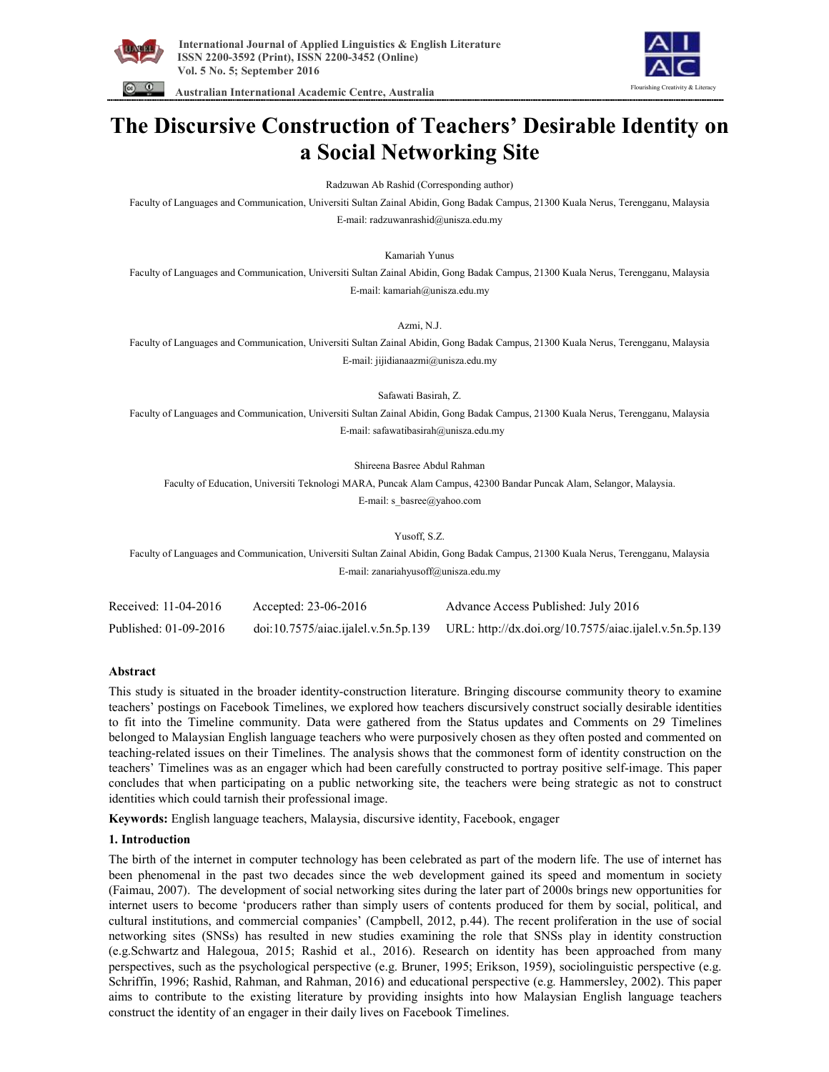# The Discursive Construction of Teachers' Desirable Identity on a Social Networking Site

Radzuwan Ab Rashid (Corresponding author)

Faculty of Languages and Communication, Universiti Sultan Zainal Abidin, Gong Badak Campus, 21300 Kuala Nerus, Terengganu, Malaysia

E-mail: radzuwanrashid@unisza.edu.my

Kamariah Yunus

Faculty of Languages and Communication, Universiti Sultan Zainal Abidin, Gong Badak Campus, 21300 Kuala Nerus, Terengganu, Malaysia

E-mail: kamariah@unisza.edu.my

Azmi, N.J.

Faculty of Languages and Communication, Universiti Sultan Zainal Abidin, Gong Badak Campus, 21300 Kuala Nerus, Terengganu, Malaysia

E-mail: jijidianaazmi@unisza.edu.my

Safawati Basirah, Z.

Faculty of Languages and Communication, Universiti Sultan Zainal Abidin, Gong Badak Campus, 21300 Kuala Nerus, Terengganu, Malaysia

E-mail: safawatibasirah@unisza.edu.my

Shireena Basree Abdul Rahman

Faculty of Education, Universiti Teknologi MARA, Puncak Alam Campus, 42300 Bandar Puncak Alam, Selangor, Malaysia.

E-mail: s_basree@yahoo.com

Yusoff, S.Z.

Faculty of Languages and Communication, Universiti Sultan Zainal Abidin, Gong Badak Campus, 21300 Kuala Nerus, Terengganu, Malaysia

E-mail: zanariahyusoff@unisza.edu.my

Received: 11-04-2016 Accepted: 23-06-2016 Advance Access Published: July 2016

Published: 01-09-2016 doi:10.7575/aiac.ijalel.v.5n.5p.139 URL: http://dx.doi.org/10.7575/aiac.ijalel.v.5n.5p.139

## Abstract

This study is situated in the broader identity-construction literature. Bringing discourse community theory to examine teachers' postings on Facebook Timelines, we explored how teachers discursively construct socially desirable identities to fit into the Timeline community. Data were gathered from the Status updates and Comments on 29 Timelines belonged to Malaysian English language teachers who were purposively chosen as they often posted and commented on teaching-related issues on their Timelines. The analysis shows that the commonest form of identity construction on the teachers' Timelines was as an engager which had been carefully constructed to portray positive self-image. This paper concludes that when participating on a public networking site, the teachers were being strategic as not to construct identities which could tarnish their professional image.

**Keywords:** English language teachers, Malaysia, discursive identity, Facebook, engager

## 1. Introduction

The birth of the internet in computer technology has been celebrated as part of the modern life. The use of internet has been phenomenal in the past two decades since the web development gained its speed and momentum in society (Faimau, 2007). The development of social networking sites during the later part of 2000s brings new opportunities for internet users to become 'producers rather than simply users of contents produced for them by social, political, and cultural institutions, and commercial companies' (Campbell, 2012, p.44). The recent proliferation in the use of social networking sites (SNSs) has resulted in new studies examining the role that SNSs play in identity construction (e.g.Schwartz and Halegoua, 2015; Rashid et al., 2016). Research on identity has been approached from many perspectives, such as the psychological perspective (e.g. Bruner, 1995; Erikson, 1959), sociolinguistic perspective (e.g. Schriffin, 1996; Rashid, Rahman, and Rahman, 2016) and educational perspective (e.g. Hammersley, 2002). This paper aims to contribute to the existing literature by providing insights into how Malaysian English language teachers construct the identity of an engager in their daily lives on Facebook Timelines.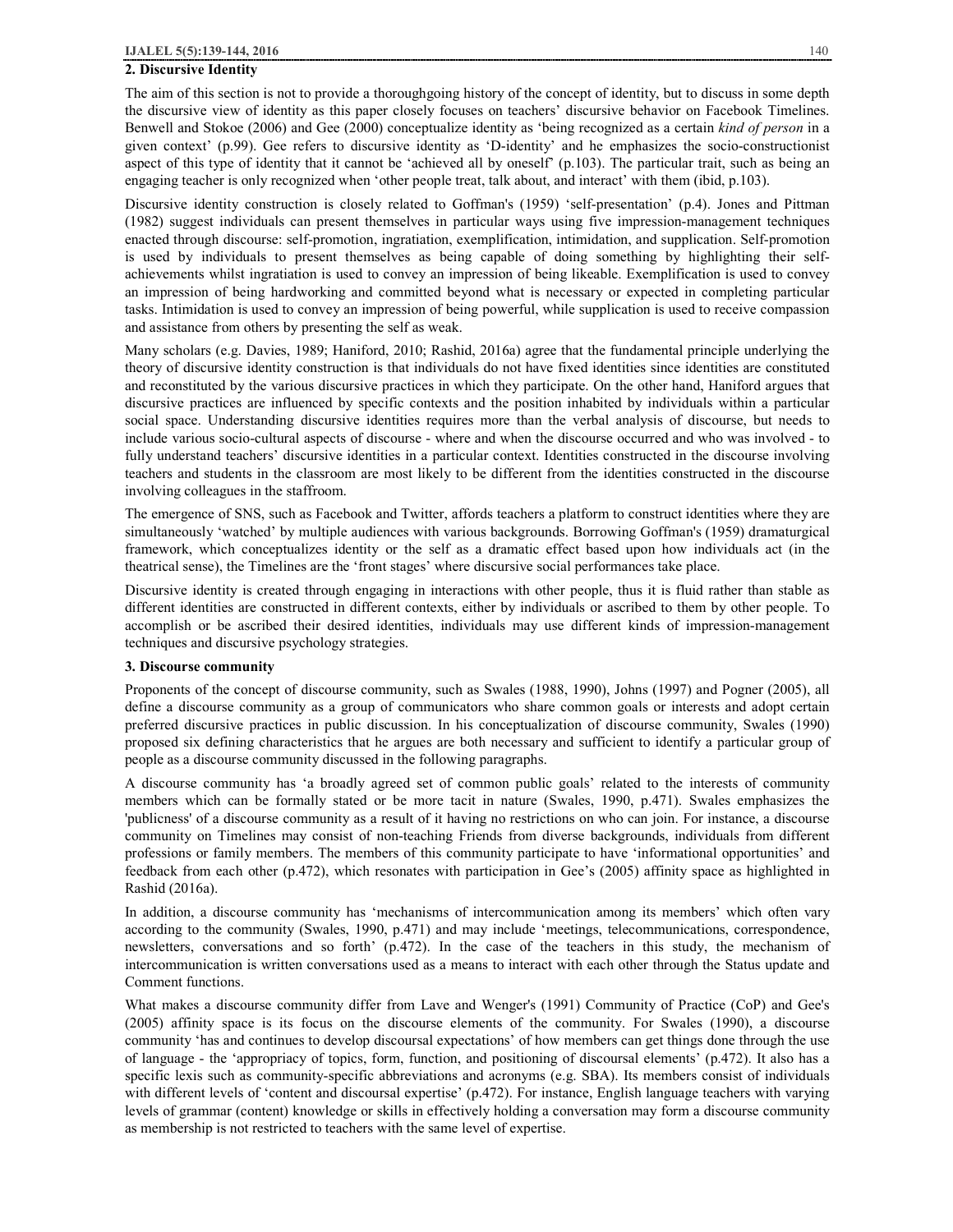## 2. Discursive Identity

The aim of this section is not to provide a thoroughgoing history of the concept of identity, but to discuss in some depth the discursive view of identity as this paper closely focuses on teachers' discursive behavior on Facebook Timelines. Benwell and Stokoe (2006) and Gee (2000) conceptualize identity as 'being recognized as a certain *kind of person* in a given context' (p.99). Gee refers to discursive identity as 'D-identity' and he emphasizes the socio-constructionist aspect of this type of identity that it cannot be 'achieved all by oneself' (p.103). The particular trait, such as being an engaging teacher is only recognized when 'other people treat, talk about, and interact' with them (ibid, p.103).

Discursive identity construction is closely related to Goffman's (1959) 'self-presentation' (p.4). Jones and Pittman (1982) suggest individuals can present themselves in particular ways using five impression-management techniques enacted through discourse: self-promotion, ingratiation, exemplification, intimidation, and supplication. Self-promotion is used by individuals to present themselves as being capable of doing something by highlighting their self-achievements whilst ingratiation is used to convey an impression of being likeable. Exemplification is used to convey an impression of being hardworking and committed beyond what is necessary or expected in completing particular tasks. Intimidation is used to convey an impression of being powerful, while supplication is used to receive compassion and assistance from others by presenting the self as weak.

Many scholars (e.g. Davies, 1989; Haniford, 2010; Rashid, 2016a) agree that the fundamental principle underlying the theory of discursive identity construction is that individuals do not have fixed identities since identities are constituted and reconstituted by the various discursive practices in which they participate. On the other hand, Haniford argues that discursive practices are influenced by specific contexts and the position inhabited by individuals within a particular social space. Understanding discursive identities requires more than the verbal analysis of discourse, but needs to include various socio-cultural aspects of discourse - where and when the discourse occurred and who was involved - to fully understand teachers' discursive identities in a particular context. Identities constructed in the discourse involving teachers and students in the classroom are most likely to be different from the identities constructed in the discourse involving colleagues in the staffroom.

The emergence of SNS, such as Facebook and Twitter, affords teachers a platform to construct identities where they are simultaneously 'watched' by multiple audiences with various backgrounds. Borrowing Goffman's (1959) dramaturgical framework, which conceptualizes identity or the self as a dramatic effect based upon how individuals act (in the theatrical sense), the Timelines are the 'front stages' where discursive social performances take place.

Discursive identity is created through engaging in interactions with other people, thus it is fluid rather than stable as different identities are constructed in different contexts, either by individuals or ascribed to them by other people. To accomplish or be ascribed their desired identities, individuals may use different kinds of impression-management techniques and discursive psychology strategies.

## 3. Discourse community

Proponents of the concept of discourse community, such as Swales (1988, 1990), Johns (1997) and Pogner (2005), all define a discourse community as a group of communicators who share common goals or interests and adopt certain preferred discursive practices in public discussion. In his conceptualization of discourse community, Swales (1990) proposed six defining characteristics that he argues are both necessary and sufficient to identify a particular group of people as a discourse community discussed in the following paragraphs.

A discourse community has 'a broadly agreed set of common public goals' related to the interests of community members which can be formally stated or be more tacit in nature (Swales, 1990, p.471). Swales emphasizes the 'publicness' of a discourse community as a result of it having no restrictions on who can join. For instance, a discourse community on Timelines may consist of non-teaching Friends from diverse backgrounds, individuals from different professions or family members. The members of this community participate to have 'informational opportunities' and feedback from each other (p.472), which resonates with participation in Gee's (2005) affinity space as highlighted in Rashid (2016a).

In addition, a discourse community has 'mechanisms of intercommunication among its members' which often vary according to the community (Swales, 1990, p.471) and may include 'meetings, telecommunications, correspondence, newsletters, conversations and so forth' (p.472). In the case of the teachers in this study, the mechanism of intercommunication is written conversations used as a means to interact with each other through the Status update and Comment functions.

What makes a discourse community differ from Lave and Wenger's (1991) Community of Practice (CoP) and Gee's (2005) affinity space is its focus on the discourse elements of the community. For Swales (1990), a discourse community 'has and continues to develop discoursal expectations' of how members can get things done through the use of language - the 'appropriacy of topics, form, function, and positioning of discoursal elements' (p.472). It also has a specific lexis such as community-specific abbreviations and acronyms (e.g. SBA). Its members consist of individuals with different levels of 'content and discoursal expertise' (p.472). For instance, English language teachers with varying levels of grammar (content) knowledge or skills in effectively holding a conversation may form a discourse community as membership is not restricted to teachers with the same level of expertise.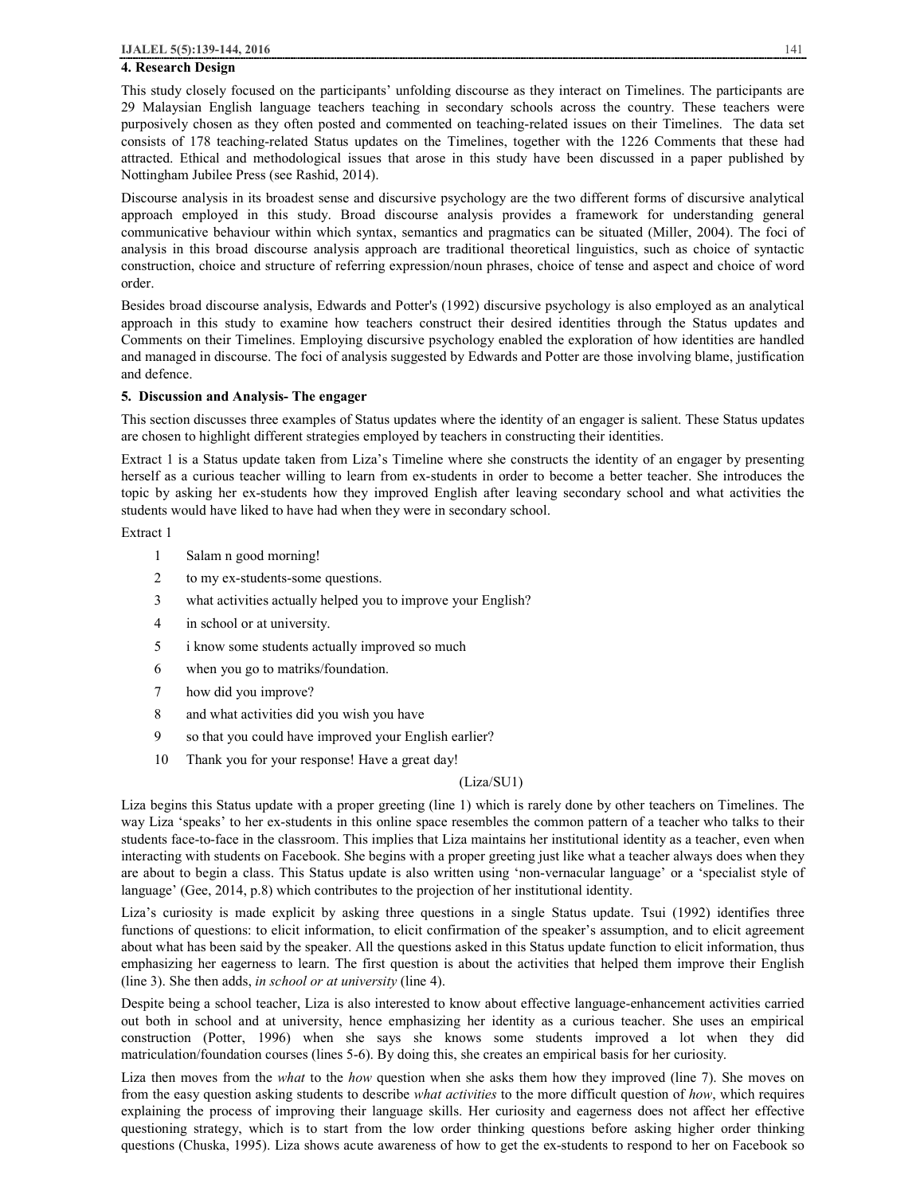## 4. Research Design

This study closely focused on the participants' unfolding discourse as they interact on Timelines. The participants are 29 Malaysian English language teachers teaching in secondary schools across the country. These teachers were purposively chosen as they often posted and commented on teaching-related issues on their Timelines. The data set consists of 178 teaching-related Status updates on the Timelines, together with the 1226 Comments that these had attracted. Ethical and methodological issues that arose in this study have been discussed in a paper published by Nottingham Jubilee Press (see Rashid, 2014).

Discourse analysis in its broadest sense and discursive psychology are the two different forms of discursive analytical approach employed in this study. Broad discourse analysis provides a framework for understanding general communicative behaviour within which syntax, semantics and pragmatics can be situated (Miller, 2004). The foci of analysis in this broad discourse analysis approach are traditional theoretical linguistics, such as choice of syntactic construction, choice and structure of referring expression/noun phrases, choice of tense and aspect and choice of word order.

Besides broad discourse analysis, Edwards and Potter's (1992) discursive psychology is also employed as an analytical approach in this study to examine how teachers construct their desired identities through the Status updates and Comments on their Timelines. Employing discursive psychology enabled the exploration of how identities are handled and managed in discourse. The foci of analysis suggested by Edwards and Potter are those involving blame, justification and defence.

## 5. Discussion and Analysis- The engager

This section discusses three examples of Status updates where the identity of an engager is salient. These Status updates are chosen to highlight different strategies employed by teachers in constructing their identities.

Extract 1 is a Status update taken from Liza's Timeline where she constructs the identity of an engager by presenting herself as a curious teacher willing to learn from ex-students in order to become a better teacher. She introduces the topic by asking her ex-students how they improved English after leaving secondary school and what activities the students would have liked to have had when they were in secondary school.

Extract 1

1 Salam n good morning!
2 to my ex-students-some questions.
3 what activities actually helped you to improve your English?
4 in school or at university.
5 i know some students actually improved so much
6 when you go to matriks/foundation.
7 how did you improve?
8 and what activities did you wish you have
9 so that you could have improved your English earlier?
10 Thank you for your response! Have a great day!

(Liza/SU1)

Liza begins this Status update with a proper greeting (line 1) which is rarely done by other teachers on Timelines. The way Liza 'speaks' to her ex-students in this online space resembles the common pattern of a teacher who talks to their students face-to-face in the classroom. This implies that Liza maintains her institutional identity as a teacher, even when interacting with students on Facebook. She begins with a proper greeting just like what a teacher always does when they are about to begin a class. This Status update is also written using 'non-vernacular language' or a 'specialist style of language' (Gee, 2014, p.8) which contributes to the projection of her institutional identity.

Liza's curiosity is made explicit by asking three questions in a single Status update. Tsui (1992) identifies three functions of questions: to elicit information, to elicit confirmation of the speaker's assumption, and to elicit agreement about what has been said by the speaker. All the questions asked in this Status update function to elicit information, thus emphasizing her eagerness to learn. The first question is about the activities that helped them improve their English (line 3). She then adds, *in school or at university* (line 4).

Despite being a school teacher, Liza is also interested to know about effective language-enhancement activities carried out both in school and at university, hence emphasizing her identity as a curious teacher. She uses an empirical construction (Potter, 1996) when she says she knows some students improved a lot when they did matriculation/foundation courses (lines 5-6). By doing this, she creates an empirical basis for her curiosity.

Liza then moves from the *what* to the *how* question when she asks them how they improved (line 7). She moves on from the easy question asking students to describe *what activities* to the more difficult question of *how*, which requires explaining the process of improving their language skills. Her curiosity and eagerness does not affect her effective questioning strategy, which is to start from the low order thinking questions before asking higher order thinking questions (Chuska, 1995). Liza shows acute awareness of how to get the ex-students to respond to her on Facebook so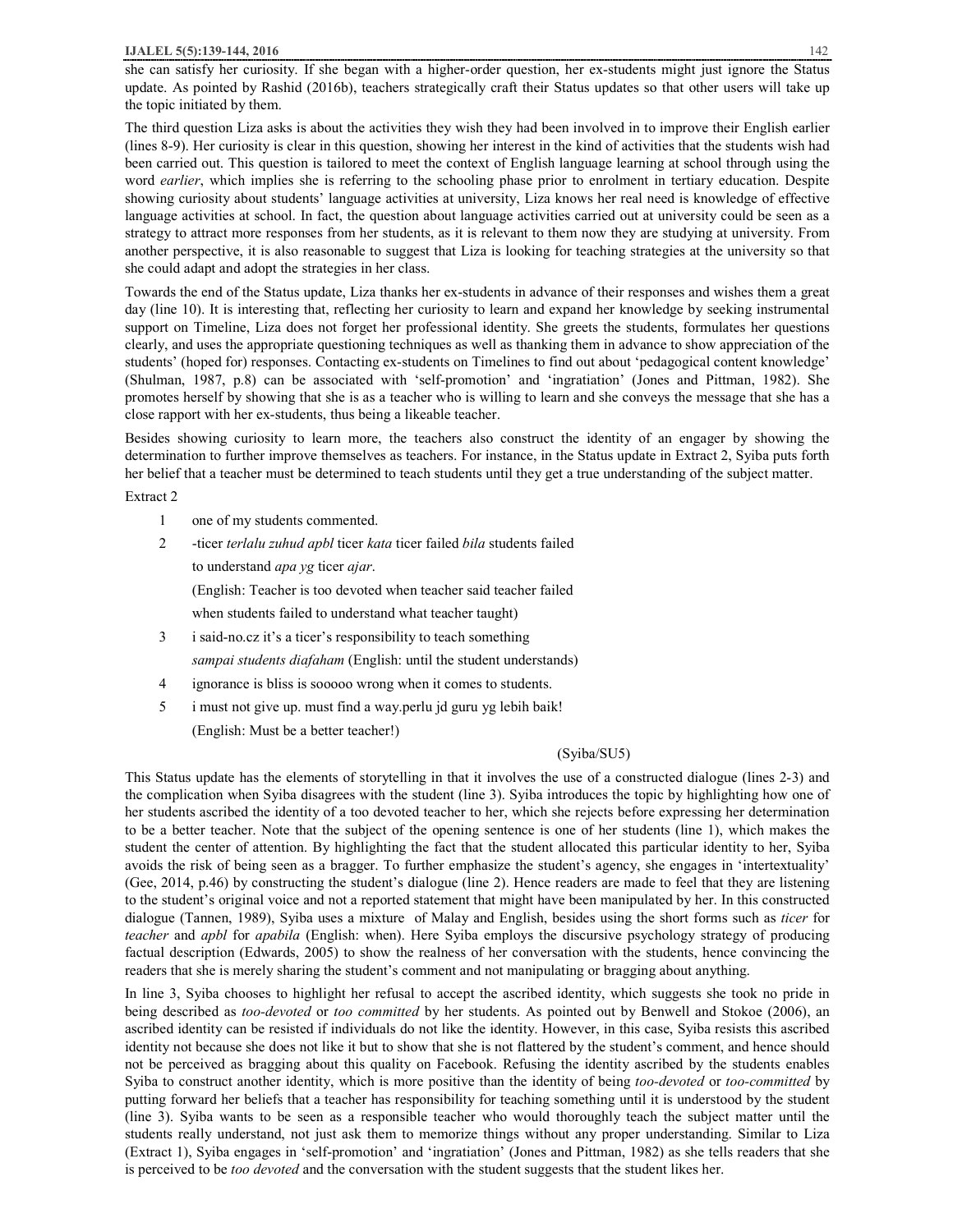she can satisfy her curiosity. If she began with a higher-order question, her ex-students might just ignore the Status update. As pointed by Rashid (2016b), teachers strategically craft their Status updates so that other users will take up the topic initiated by them.

The third question Liza asks is about the activities they wish they had been involved in to improve their English earlier (lines 8-9). Her curiosity is clear in this question, showing her interest in the kind of activities that the students wish had been carried out. This question is tailored to meet the context of English language learning at school through using the word *earlier*, which implies she is referring to the schooling phase prior to enrolment in tertiary education. Despite showing curiosity about students' language activities at university, Liza knows her real need is knowledge of effective language activities at school. In fact, the question about language activities carried out at university could be seen as a strategy to attract more responses from her students, as it is relevant to them now they are studying at university. From another perspective, it is also reasonable to suggest that Liza is looking for teaching strategies at the university so that she could adapt and adopt the strategies in her class.

Towards the end of the Status update, Liza thanks her ex-students in advance of their responses and wishes them a great day (line 10). It is interesting that, reflecting her curiosity to learn and expand her knowledge by seeking instrumental support on Timeline, Liza does not forget her professional identity. She greets the students, formulates her questions clearly, and uses the appropriate questioning techniques as well as thanking them in advance to show appreciation of the students' (hoped for) responses. Contacting ex-students on Timelines to find out about 'pedagogical content knowledge' (Shulman, 1987, p.8) can be associated with 'self-promotion' and 'ingratiation' (Jones and Pittman, 1982). She promotes herself by showing that she is as a teacher who is willing to learn and she conveys the message that she has a close rapport with her ex-students, thus being a likeable teacher.

Besides showing curiosity to learn more, the teachers also construct the identity of an engager by showing the determination to further improve themselves as teachers. For instance, in the Status update in Extract 2, Syiba puts forth her belief that a teacher must be determined to teach students until they get a true understanding of the subject matter.

Extract 2

1 one of my students commented.

2 -ticer *terlalu zuhud apbl* ticer *kata* ticer failed *bila* students failed to understand *apa yg* ticer *ajar*.
(English: Teacher is too devoted when teacher said teacher failed when students failed to understand what teacher taught)

3 i said-no.cz it's a ticer's responsibility to teach something *sampai students diafaham* (English: until the student understands)

4 ignorance is bliss is sooooo wrong when it comes to students.

5 i must not give up. must find a way.perlu jd guru yg lebih baik!
(English: Must be a better teacher!)

(Syiba/SU5)

This Status update has the elements of storytelling in that it involves the use of a constructed dialogue (lines 2-3) and the complication when Syiba disagrees with the student (line 3). Syiba introduces the topic by highlighting how one of her students ascribed the identity of a too devoted teacher to her, which she rejects before expressing her determination to be a better teacher. Note that the subject of the opening sentence is one of her students (line 1), which makes the student the center of attention. By highlighting the fact that the student allocated this particular identity to her, Syiba avoids the risk of being seen as a bragger. To further emphasize the student's agency, she engages in 'intertextuality' (Gee, 2014, p.46) by constructing the student's dialogue (line 2). Hence readers are made to feel that they are listening to the student's original voice and not a reported statement that might have been manipulated by her. In this constructed dialogue (Tannen, 1989), Syiba uses a mixture of Malay and English, besides using the short forms such as *ticer* for *teacher* and *apbl* for *apabila* (English: when). Here Syiba employs the discursive psychology strategy of producing factual description (Edwards, 2005) to show the realness of her conversation with the students, hence convincing the readers that she is merely sharing the student's comment and not manipulating or bragging about anything.

In line 3, Syiba chooses to highlight her refusal to accept the ascribed identity, which suggests she took no pride in being described as *too-devoted* or *too committed* by her students. As pointed out by Benwell and Stokoe (2006), an ascribed identity can be resisted if individuals do not like the identity. However, in this case, Syiba resists this ascribed identity not because she does not like it but to show that she is not flattered by the student's comment, and hence should not be perceived as bragging about this quality on Facebook. Refusing the identity ascribed by the students enables Syiba to construct another identity, which is more positive than the identity of being *too-devoted* or *too-committed* by putting forward her beliefs that a teacher has responsibility for teaching something until it is understood by the student (line 3). Syiba wants to be seen as a responsible teacher who would thoroughly teach the subject matter until the students really understand, not just ask them to memorize things without any proper understanding. Similar to Liza (Extract 1), Syiba engages in 'self-promotion' and 'ingratiation' (Jones and Pittman, 1982) as she tells readers that she is perceived to be *too devoted* and the conversation with the student suggests that the student likes her.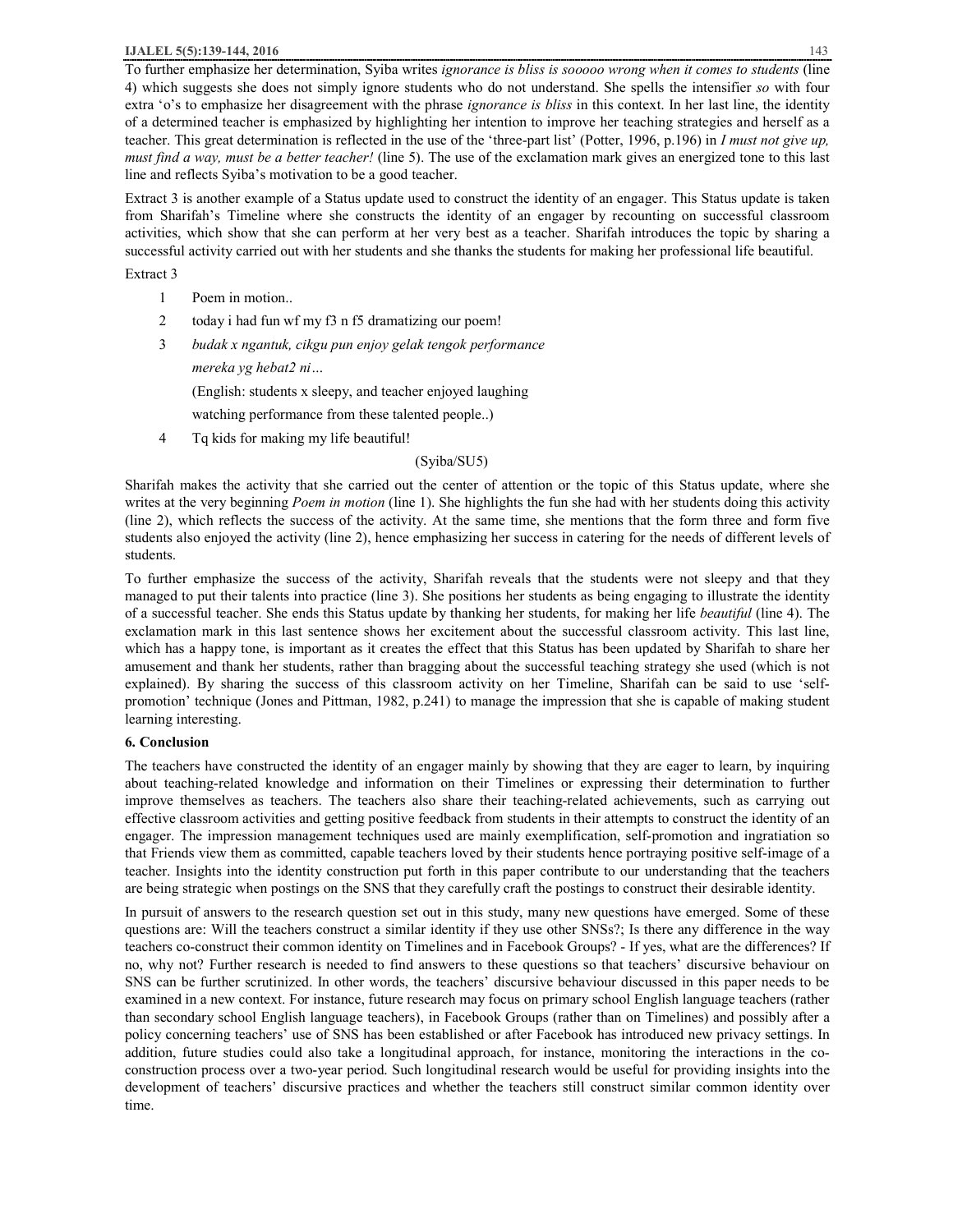To further emphasize her determination, Syiba writes *ignorance is bliss is sooooo wrong when it comes to students* (line 4) which suggests she does not simply ignore students who do not understand. She spells the intensifier *so* with four extra 'o's to emphasize her disagreement with the phrase *ignorance is bliss* in this context. In her last line, the identity of a determined teacher is emphasized by highlighting her intention to improve her teaching strategies and herself as a teacher. This great determination is reflected in the use of the 'three-part list' (Potter, 1996, p.196) in *I must not give up, must find a way, must be a better teacher!* (line 5). The use of the exclamation mark gives an energized tone to this last line and reflects Syiba's motivation to be a good teacher.

Extract 3 is another example of a Status update used to construct the identity of an engager. This Status update is taken from Sharifah's Timeline where she constructs the identity of an engager by recounting on successful classroom activities, which show that she can perform at her very best as a teacher. Sharifah introduces the topic by sharing a successful activity carried out with her students and she thanks the students for making her professional life beautiful.

Extract 3

1 Poem in motion..

2 today i had fun wf my f3 n f5 dramatizing our poem!

3 *budak x ngantuk, cikgu pun enjoy gelak tengok performance mereka yg hebat2 ni…*

(English: students x sleepy, and teacher enjoyed laughing watching performance from these talented people..)

4 Tq kids for making my life beautiful!

(Syiba/SU5)

Sharifah makes the activity that she carried out the center of attention or the topic of this Status update, where she writes at the very beginning *Poem in motion* (line 1). She highlights the fun she had with her students doing this activity (line 2), which reflects the success of the activity. At the same time, she mentions that the form three and form five students also enjoyed the activity (line 2), hence emphasizing her success in catering for the needs of different levels of students.

To further emphasize the success of the activity, Sharifah reveals that the students were not sleepy and that they managed to put their talents into practice (line 3). She positions her students as being engaging to illustrate the identity of a successful teacher. She ends this Status update by thanking her students, for making her life *beautiful* (line 4). The exclamation mark in this last sentence shows her excitement about the successful classroom activity. This last line, which has a happy tone, is important as it creates the effect that this Status has been updated by Sharifah to share her amusement and thank her students, rather than bragging about the successful teaching strategy she used (which is not explained). By sharing the success of this classroom activity on her Timeline, Sharifah can be said to use 'self-promotion' technique (Jones and Pittman, 1982, p.241) to manage the impression that she is capable of making student learning interesting.

## 6. Conclusion

The teachers have constructed the identity of an engager mainly by showing that they are eager to learn, by inquiring about teaching-related knowledge and information on their Timelines or expressing their determination to further improve themselves as teachers. The teachers also share their teaching-related achievements, such as carrying out effective classroom activities and getting positive feedback from students in their attempts to construct the identity of an engager. The impression management techniques used are mainly exemplification, self-promotion and ingratiation so that Friends view them as committed, capable teachers loved by their students hence portraying positive self-image of a teacher. Insights into the identity construction put forth in this paper contribute to our understanding that the teachers are being strategic when postings on the SNS that they carefully craft the postings to construct their desirable identity.

In pursuit of answers to the research question set out in this study, many new questions have emerged. Some of these questions are: Will the teachers construct a similar identity if they use other SNSs?; Is there any difference in the way teachers co-construct their common identity on Timelines and in Facebook Groups? - If yes, what are the differences? If no, why not? Further research is needed to find answers to these questions so that teachers' discursive behaviour on SNS can be further scrutinized. In other words, the teachers' discursive behaviour discussed in this paper needs to be examined in a new context. For instance, future research may focus on primary school English language teachers (rather than secondary school English language teachers), in Facebook Groups (rather than on Timelines) and possibly after a policy concerning teachers' use of SNS has been established or after Facebook has introduced new privacy settings. In addition, future studies could also take a longitudinal approach, for instance, monitoring the interactions in the co-construction process over a two-year period. Such longitudinal research would be useful for providing insights into the development of teachers' discursive practices and whether the teachers still construct similar common identity over time.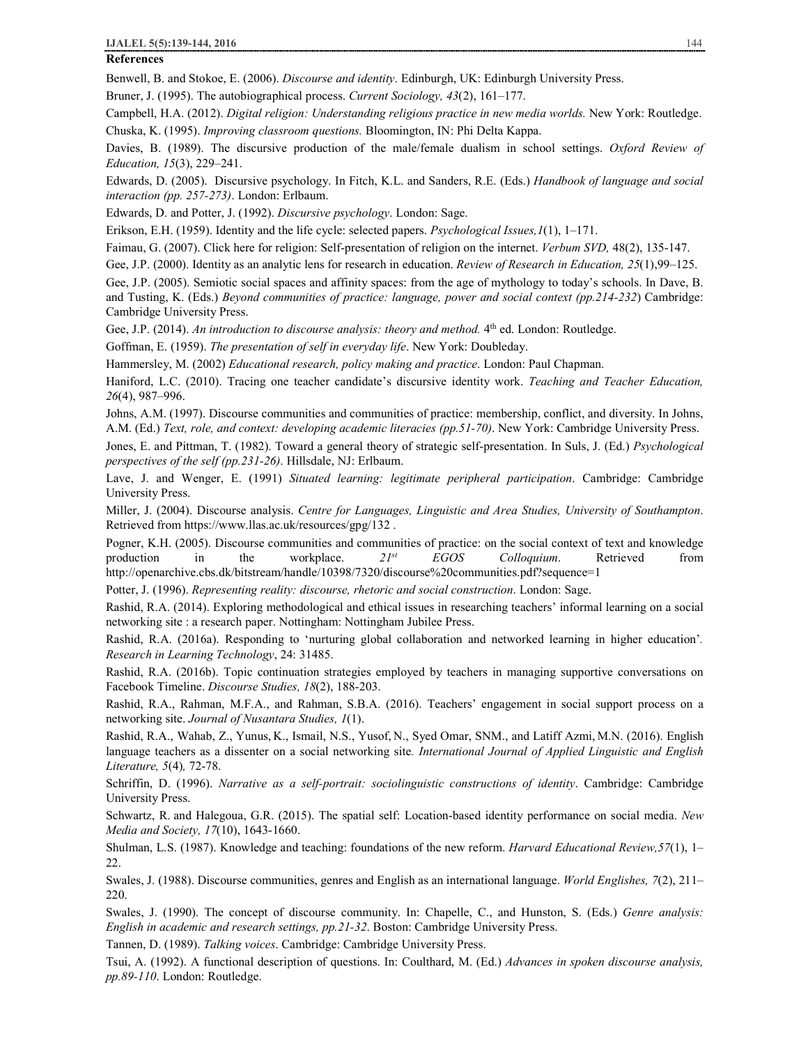**References**

Benwell, B. and Stokoe, E. (2006). *Discourse and identity*. Edinburgh, UK: Edinburgh University Press.

Bruner, J. (1995). The autobiographical process. *Current Sociology, 43*(2), 161–177.

Campbell, H.A. (2012). *Digital religion: Understanding religious practice in new media worlds.* New York: Routledge.

Chuska, K. (1995). *Improving classroom questions.* Bloomington, IN: Phi Delta Kappa.

Davies, B. (1989). The discursive production of the male/female dualism in school settings. *Oxford Review of Education, 15*(3), 229–241.

Edwards, D. (2005). Discursive psychology. In Fitch, K.L. and Sanders, R.E. (Eds.) *Handbook of language and social interaction (pp. 257-273)*. London: Erlbaum.

Edwards, D. and Potter, J. (1992). *Discursive psychology*. London: Sage.

Erikson, E.H. (1959). Identity and the life cycle: selected papers. *Psychological Issues,1*(1), 1–171.

Faimau, G. (2007). Click here for religion: Self-presentation of religion on the internet. *Verbum SVD,* 48(2), 135-147.

Gee, J.P. (2000). Identity as an analytic lens for research in education. *Review of Research in Education, 25*(1),99–125.

Gee, J.P. (2005). Semiotic social spaces and affinity spaces: from the age of mythology to today's schools. In Dave, B. and Tusting, K. (Eds.) *Beyond communities of practice: language, power and social context (pp.214-232)* Cambridge: Cambridge University Press.

Gee, J.P. (2014). *An introduction to discourse analysis: theory and method.* 4th ed. London: Routledge.

Goffman, E. (1959). *The presentation of self in everyday life*. New York: Doubleday.

Hammersley, M. (2002) *Educational research, policy making and practice*. London: Paul Chapman.

Haniford, L.C. (2010). Tracing one teacher candidate's discursive identity work. *Teaching and Teacher Education, 26*(4), 987–996.

Johns, A.M. (1997). Discourse communities and communities of practice: membership, conflict, and diversity. In Johns, A.M. (Ed.) *Text, role, and context: developing academic literacies (pp.51-70)*. New York: Cambridge University Press.

Jones, E. and Pittman, T. (1982). Toward a general theory of strategic self-presentation. In Suls, J. (Ed.) *Psychological perspectives of the self (pp.231-26)*. Hillsdale, NJ: Erlbaum.

Lave, J. and Wenger, E. (1991) *Situated learning: legitimate peripheral participation*. Cambridge: Cambridge University Press.

Miller, J. (2004). Discourse analysis. *Centre for Languages, Linguistic and Area Studies, University of Southampton*. Retrieved from https://www.llas.ac.uk/resources/gpg/132 .

Pogner, K.H. (2005). Discourse communities and communities of practice: on the social context of text and knowledge production in the workplace. *21st EGOS Colloquium*. Retrieved from http://openarchive.cbs.dk/bitstream/handle/10398/7320/discourse%20communities.pdf?sequence=1

Potter, J. (1996). *Representing reality: discourse, rhetoric and social construction*. London: Sage.

Rashid, R.A. (2014). Exploring methodological and ethical issues in researching teachers' informal learning on a social networking site : a research paper. Nottingham: Nottingham Jubilee Press.

Rashid, R.A. (2016a). Responding to 'nurturing global collaboration and networked learning in higher education'. *Research in Learning Technology*, 24: 31485.

Rashid, R.A. (2016b). Topic continuation strategies employed by teachers in managing supportive conversations on Facebook Timeline. *Discourse Studies, 18*(2), 188-203.

Rashid, R.A., Rahman, M.F.A., and Rahman, S.B.A. (2016). Teachers' engagement in social support process on a networking site. *Journal of Nusantara Studies, 1*(1).

Rashid, R.A., Wahab, Z., Yunus, K., Ismail, N.S., Yusof, N., Syed Omar, SNM., and Latiff Azmi, M.N. (2016). English language teachers as a dissenter on a social networking site*. International Journal of Applied Linguistic and English Literature, 5*(4)*,* 72-78.

Schriffin, D. (1996). *Narrative as a self-portrait: sociolinguistic constructions of identity*. Cambridge: Cambridge University Press.

Schwartz, R. and Halegoua, G.R. (2015). The spatial self: Location-based identity performance on social media. *New Media and Society, 17*(10), 1643-1660.

Shulman, L.S. (1987). Knowledge and teaching: foundations of the new reform. *Harvard Educational Review,57*(1), 1–22.

Swales, J. (1988). Discourse communities, genres and English as an international language. *World Englishes, 7*(2), 211–220.

Swales, J. (1990). The concept of discourse community. In: Chapelle, C., and Hunston, S. (Eds.) *Genre analysis: English in academic and research settings, pp.21-32*. Boston: Cambridge University Press.

Tannen, D. (1989). *Talking voices*. Cambridge: Cambridge University Press.

Tsui, A. (1992). A functional description of questions. In: Coulthard, M. (Ed.) *Advances in spoken discourse analysis, pp.89-110*. London: Routledge.